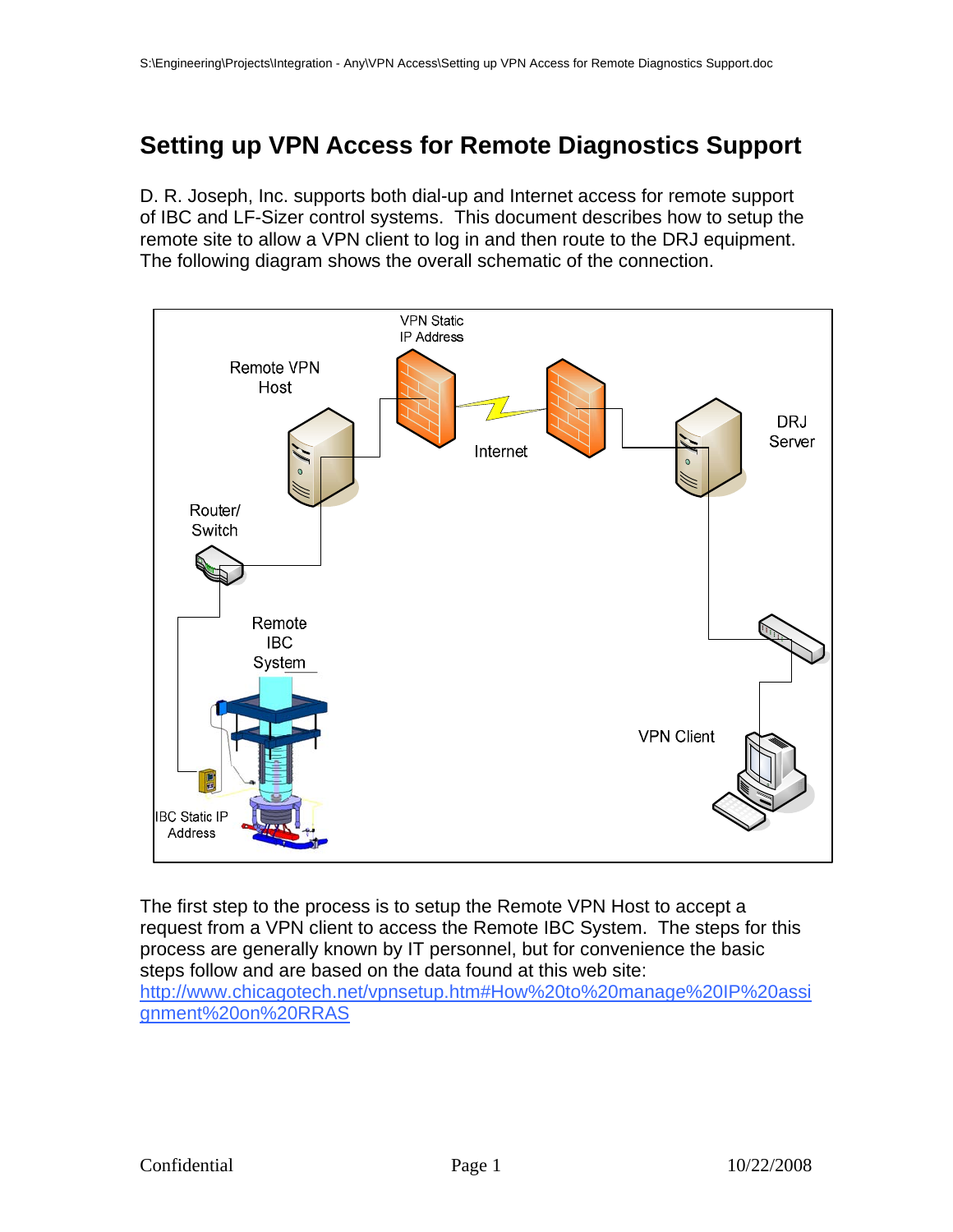# Setting up VPN Access for Remote Diagnostics Support

D. R. Joseph, Inc. supports both dial-up and Internet access for remote support of IBC and LF-Sizer control systems. This document describes how to setup the remote site to allow a VPN client to log in and then route to the DRJ equipment. The following diagram shows the overall schematic of the connection.

The first step to the process is to setup the Remote VPN Host to accept a request from a VPN client to access the Remote IBC System. The steps for this process are generally known by IT personnel, but for convenience the basic steps follow and are based on the data found at this web site: [http://www.chicagotech.net/vpnsetup.htm#How%20to%20manage%20IP%20assignment%20on%20RRAS](http://www.chicagotech.net/vpnsetup.htm#How%20to%20manage%20IP%20assignment%20on%20RRAS)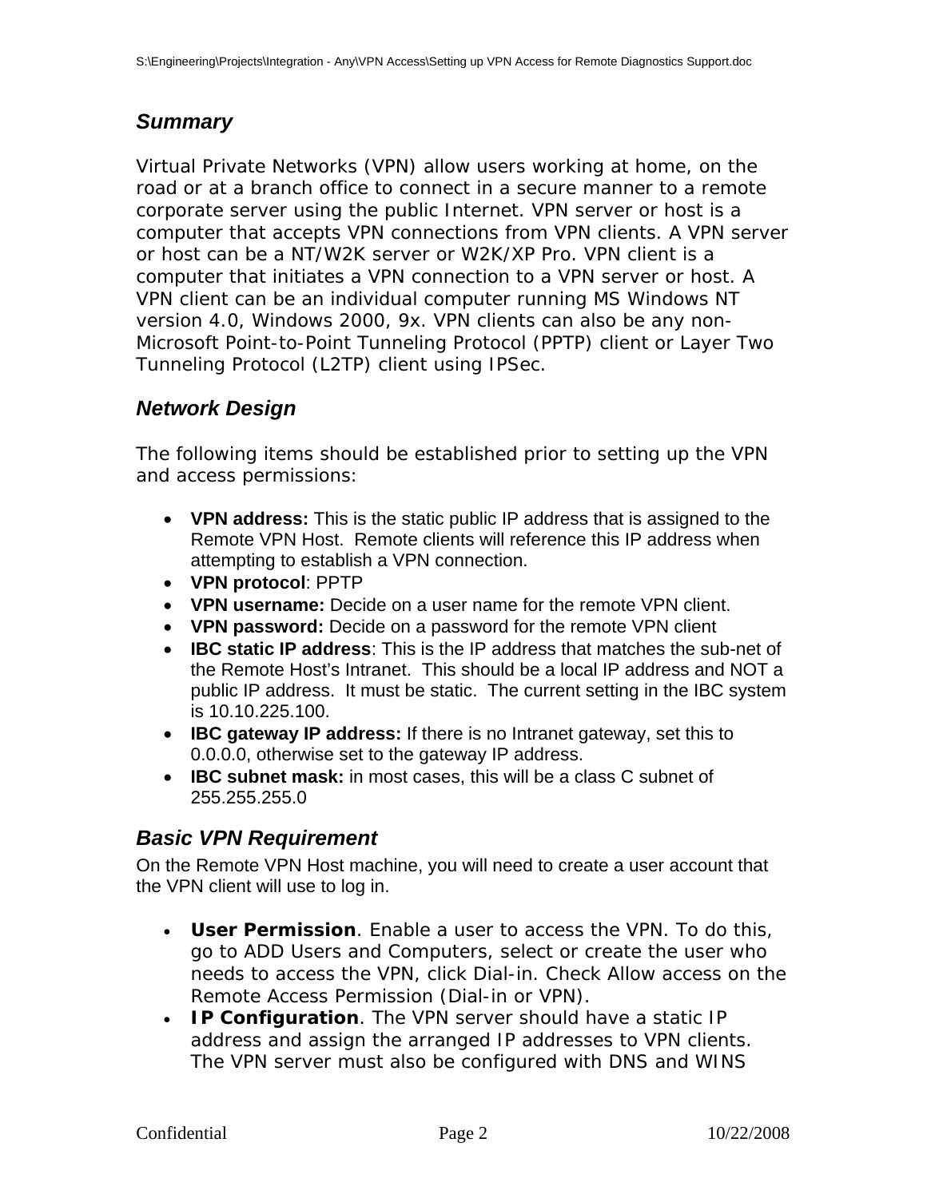## *Summary*

Virtual Private Networks (VPN) allow users working at home, on the road or at a branch office to connect in a secure manner to a remote corporate server using the public Internet. VPN server or host is a computer that accepts VPN connections from VPN clients. A VPN server or host can be a NT/W2K server or W2K/XP Pro. VPN client is a computer that initiates a VPN connection to a VPN server or host. A VPN client can be an individual computer running MS Windows NT version 4.0, Windows 2000, 9x. VPN clients can also be any non-Microsoft Point-to-Point Tunneling Protocol (PPTP) client or Layer Two Tunneling Protocol (L2TP) client using IPSec.

## *Network Design*

The following items should be established prior to setting up the VPN and access permissions:

- **VPN address:** This is the static public IP address that is assigned to the Remote VPN Host. Remote clients will reference this IP address when attempting to establish a VPN connection.
- **VPN protocol**: PPTP
- **VPN username:** Decide on a user name for the remote VPN client.
- **VPN password:** Decide on a password for the remote VPN client
- **IBC static IP address**: This is the IP address that matches the sub-net of the Remote Host's Intranet. This should be a local IP address and NOT a public IP address. It must be static. The current setting in the IBC system is 10.10.225.100.
- **IBC gateway IP address:** If there is no Intranet gateway, set this to 0.0.0.0, otherwise set to the gateway IP address.
- **IBC subnet mask:** in most cases, this will be a class C subnet of 255.255.255.0

## *Basic VPN Requirement*

On the Remote VPN Host machine, you will need to create a user account that the VPN client will use to log in.

- **User Permission**. Enable a user to access the VPN. To do this, go to ADD Users and Computers, select or create the user who needs to access the VPN, click Dial-in. Check Allow access on the Remote Access Permission (Dial-in or VPN).
- **IP Configuration**. The VPN server should have a static IP address and assign the arranged IP addresses to VPN clients. The VPN server must also be configured with DNS and WINS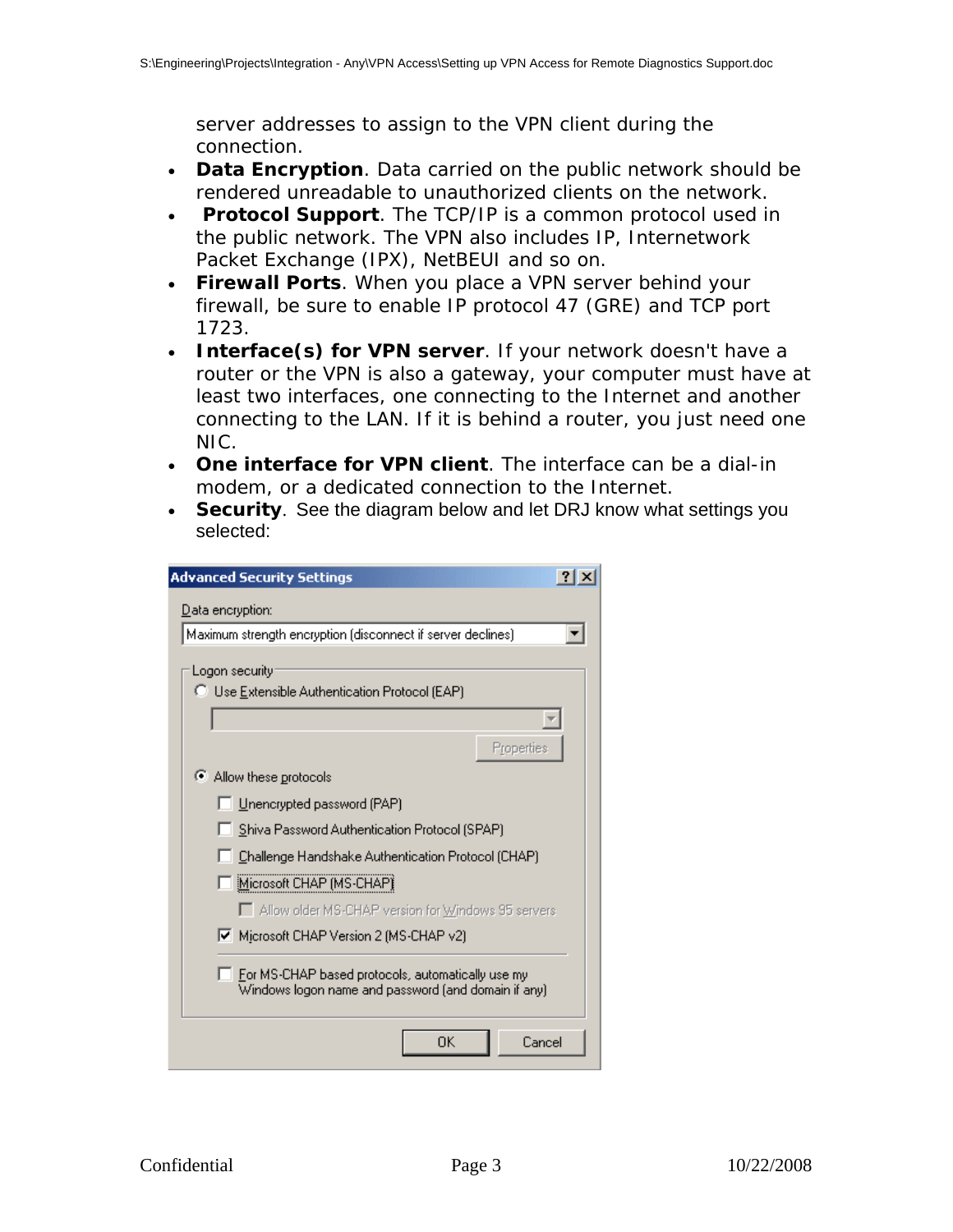server addresses to assign to the VPN client during the connection.

- **Data Encryption**. Data carried on the public network should be rendered unreadable to unauthorized clients on the network.
- **Protocol Support**. The TCP/IP is a common protocol used in the public network. The VPN also includes IP, Internetwork Packet Exchange (IPX), NetBEUI and so on.
- **Firewall Ports**. When you place a VPN server behind your firewall, be sure to enable IP protocol 47 (GRE) and TCP port 1723.
- **Interface(s) for VPN server**. If your network doesn't have a router or the VPN is also a gateway, your computer must have at least two interfaces, one connecting to the Internet and another connecting to the LAN. If it is behind a router, you just need one NIC.
- **One interface for VPN client**. The interface can be a dial-in modem, or a dedicated connection to the Internet.
- **Security**. See the diagram below and let DRJ know what settings you selected:

**Advanced Security Settings**

Data encryption:

Maximum strength encryption (disconnect if server declines)

Logon security

- ( ) Use Extensible Authentication Protocol (EAP)
  - Properties
- (•) Allow these protocols
  - [ ] Unencrypted password (PAP)
  - [ ] Shiva Password Authentication Protocol (SPAP)
  - [ ] Challenge Handshake Authentication Protocol (CHAP)
  - [ ] Microsoft CHAP (MS-CHAP)
    - [ ] Allow older MS-CHAP version for Windows 95 servers
  - [x] Microsoft CHAP Version 2 (MS-CHAP v2)
  - [ ] For MS-CHAP based protocols, automatically use my Windows logon name and password (and domain if any)

OK | Cancel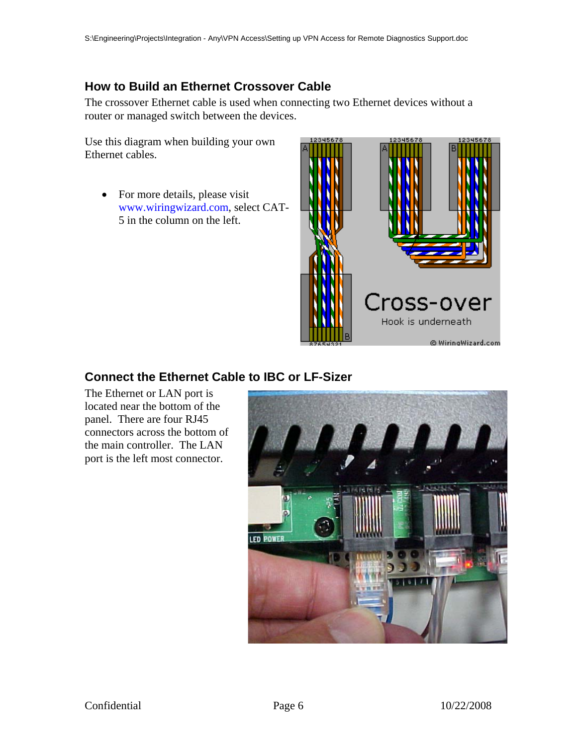## How to Build an Ethernet Crossover Cable

The crossover Ethernet cable is used when connecting two Ethernet devices without a router or managed switch between the devices.

Use this diagram when building your own Ethernet cables.

- For more details, please visit www.wiringwizard.com, select CAT-5 in the column on the left.

## Connect the Ethernet Cable to IBC or LF-Sizer

The Ethernet or LAN port is located near the bottom of the panel. There are four RJ45 connectors across the bottom of the main controller. The LAN port is the left most connector.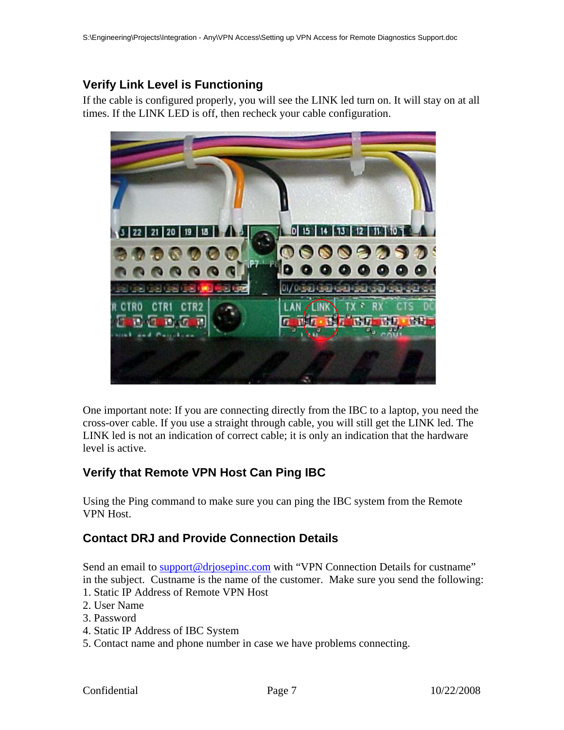## Verify Link Level is Functioning

If the cable is configured properly, you will see the LINK led turn on. It will stay on at all times. If the LINK LED is off, then recheck your cable configuration.

One important note: If you are connecting directly from the IBC to a laptop, you need the cross-over cable. If you use a straight through cable, you will still get the LINK led. The LINK led is not an indication of correct cable; it is only an indication that the hardware level is active.

## Verify that Remote VPN Host Can Ping IBC

Using the Ping command to make sure you can ping the IBC system from the Remote VPN Host.

## Contact DRJ and Provide Connection Details

Send an email to support@drjosepinc.com with “VPN Connection Details for custname” in the subject. Custname is the name of the customer. Make sure you send the following:

1. Static IP Address of Remote VPN Host
2. User Name
3. Password
4. Static IP Address of IBC System
5. Contact name and phone number in case we have problems connecting.